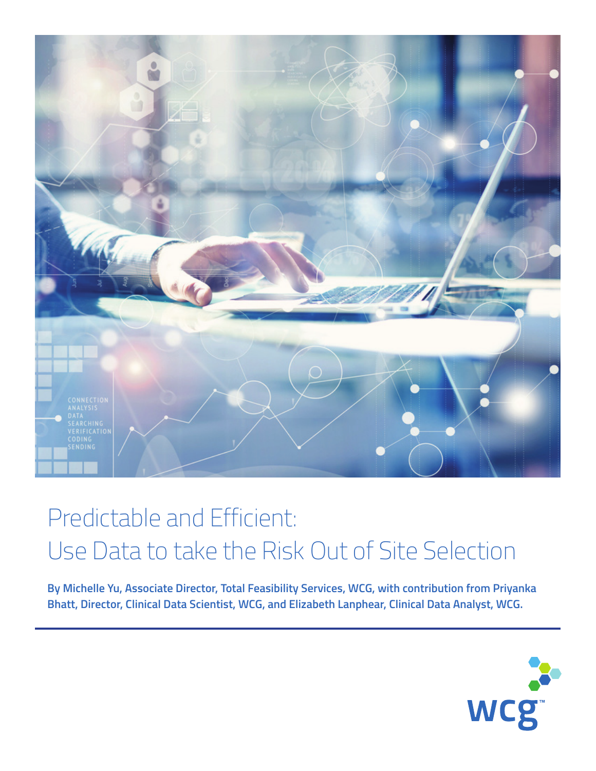# Predictable and Efficient: Use Data to take the Risk Out of Site Selection

**By Michelle Yu, Associate Director, Total Feasibility Services, WCG, with contribution from Priyanka Bhatt, Director, Clinical Data Scientist, WCG, and Elizabeth Lanphear, Clinical Data Analyst, WCG.**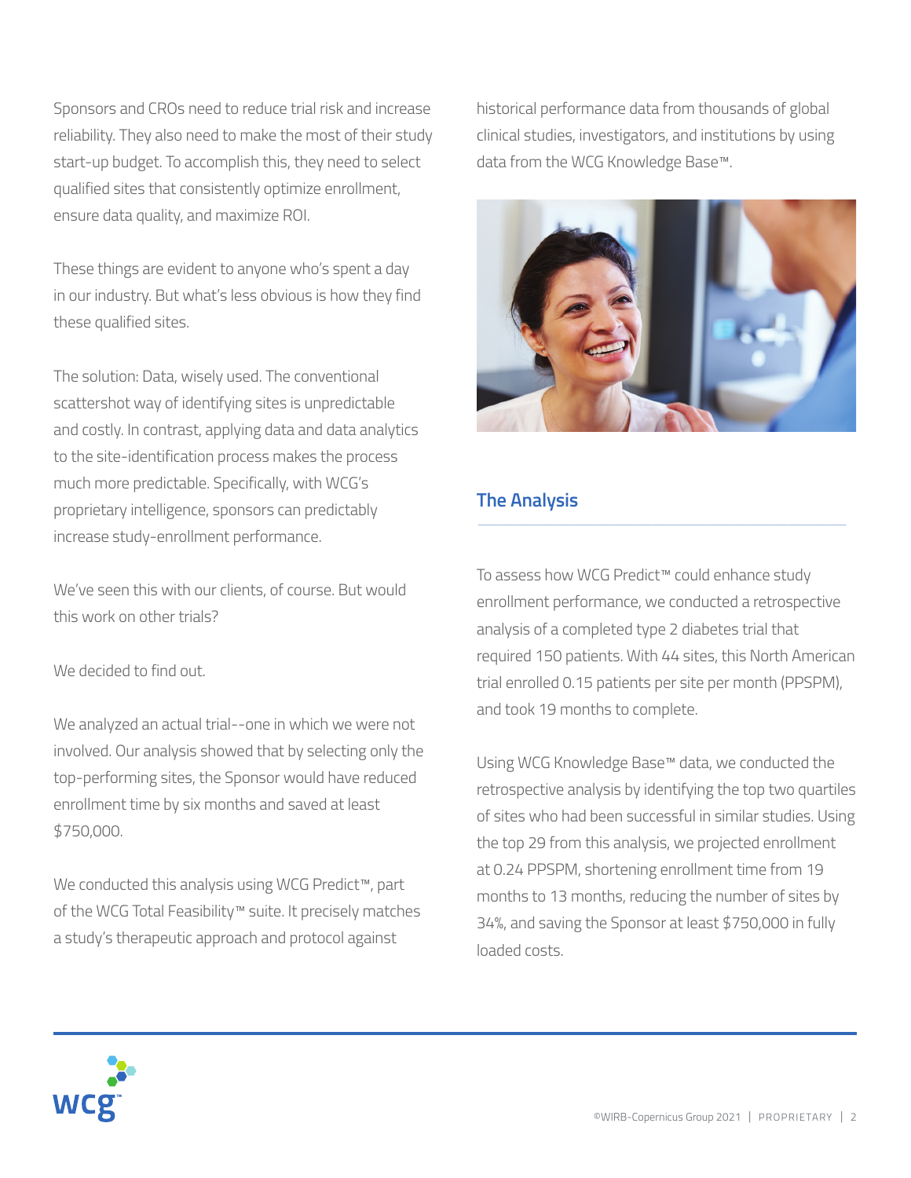Sponsors and CROs need to reduce trial risk and increase reliability. They also need to make the most of their study start-up budget. To accomplish this, they need to select qualified sites that consistently optimize enrollment, ensure data quality, and maximize ROI.

These things are evident to anyone who's spent a day in our industry. But what's less obvious is how they find these qualified sites.

The solution: Data, wisely used. The conventional scattershot way of identifying sites is unpredictable and costly. In contrast, applying data and data analytics to the site-identification process makes the process much more predictable. Specifically, with WCG's proprietary intelligence, sponsors can predictably increase study-enrollment performance.

We've seen this with our clients, of course. But would this work on other trials?

We decided to find out.

We analyzed an actual trial--one in which we were not involved. Our analysis showed that by selecting only the top-performing sites, the Sponsor would have reduced enrollment time by six months and saved at least $750,000.

We conducted this analysis using WCG Predict™, part of the WCG Total Feasibility™ suite. It precisely matches a study's therapeutic approach and protocol against historical performance data from thousands of global clinical studies, investigators, and institutions by using data from the WCG Knowledge Base™.

## The Analysis

To assess how WCG Predict™ could enhance study enrollment performance, we conducted a retrospective analysis of a completed type 2 diabetes trial that required 150 patients. With 44 sites, this North American trial enrolled 0.15 patients per site per month (PPSPM), and took 19 months to complete.

Using WCG Knowledge Base™ data, we conducted the retrospective analysis by identifying the top two quartiles of sites who had been successful in similar studies. Using the top 29 from this analysis, we projected enrollment at 0.24 PPSPM, shortening enrollment time from 19 months to 13 months, reducing the number of sites by 34%, and saving the Sponsor at least $750,000 in fully loaded costs.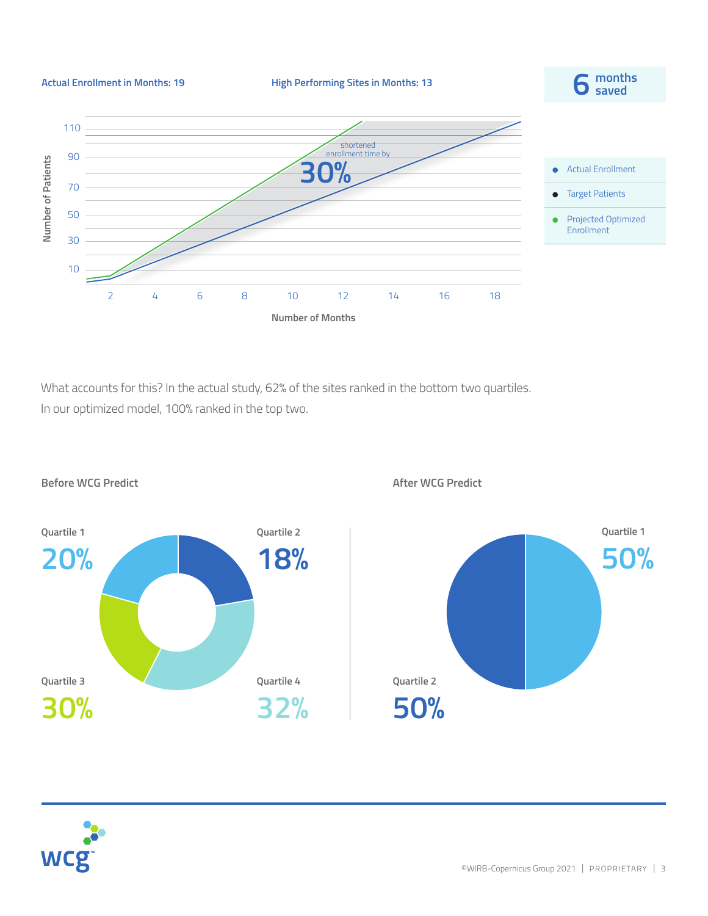**Actual Enrollment in Months: 19**

**High Performing Sites in Months: 13**

**6 months saved**

shortened enrollment time by **30%**

- Actual Enrollment
- Target Patients
- Projected Optimized Enrollment

Number of Patients: 10, 30, 50, 70, 90, 110

Number of Months: 2, 4, 6, 8, 10, 12, 14, 16, 18

What accounts for this? In the actual study, 62% of the sites ranked in the bottom two quartiles. In our optimized model, 100% ranked in the top two.

**Before WCG Predict**

| Quartile | Share |
| --- | --- |
| Quartile 1 | 20% |
| Quartile 2 | 18% |
| Quartile 3 | 30% |
| Quartile 4 | 32% |

**After WCG Predict**

| Quartile | Share |
| --- | --- |
| Quartile 1 | 50% |
| Quartile 2 | 50% |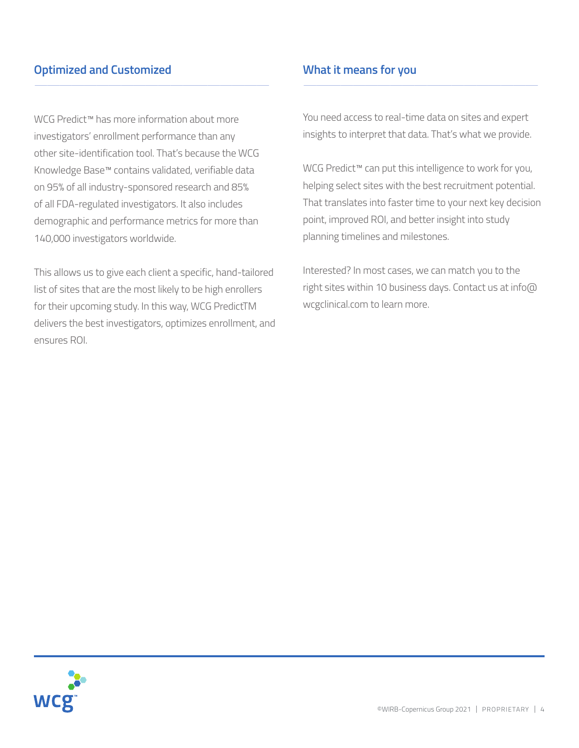## Optimized and Customized

WCG Predict™ has more information about more investigators' enrollment performance than any other site-identification tool. That's because the WCG Knowledge Base™ contains validated, verifiable data on 95% of all industry-sponsored research and 85% of all FDA-regulated investigators. It also includes demographic and performance metrics for more than 140,000 investigators worldwide.

This allows us to give each client a specific, hand-tailored list of sites that are the most likely to be high enrollers for their upcoming study. In this way, WCG PredictTM delivers the best investigators, optimizes enrollment, and ensures ROI.

## What it means for you

You need access to real-time data on sites and expert insights to interpret that data. That's what we provide.

WCG Predict™ can put this intelligence to work for you, helping select sites with the best recruitment potential. That translates into faster time to your next key decision point, improved ROI, and better insight into study planning timelines and milestones.

Interested? In most cases, we can match you to the right sites within 10 business days. Contact us at info@wcgclinical.com to learn more.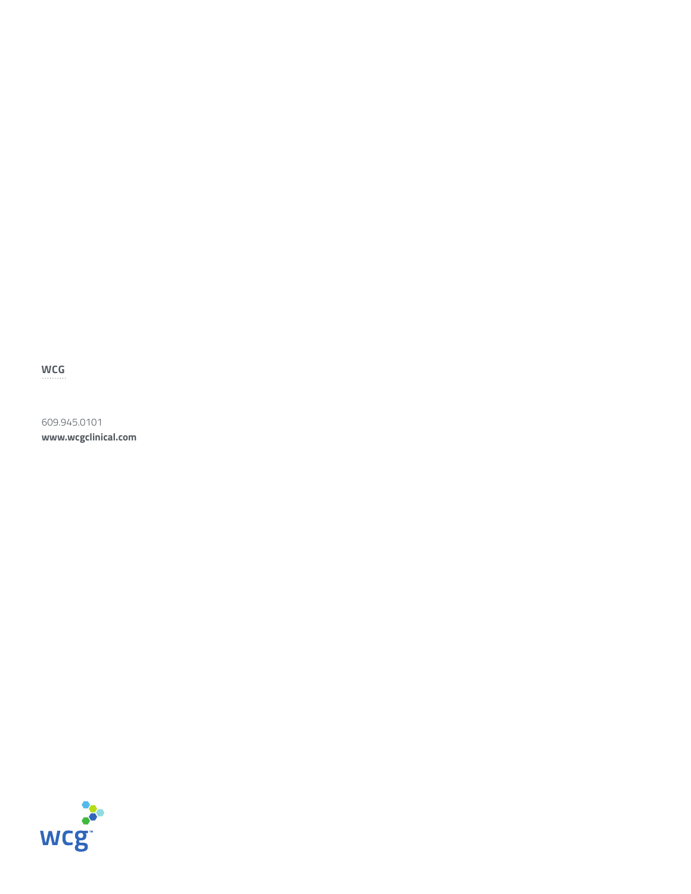**WCG**

609.945.0101
**www.wcgclinical.com**